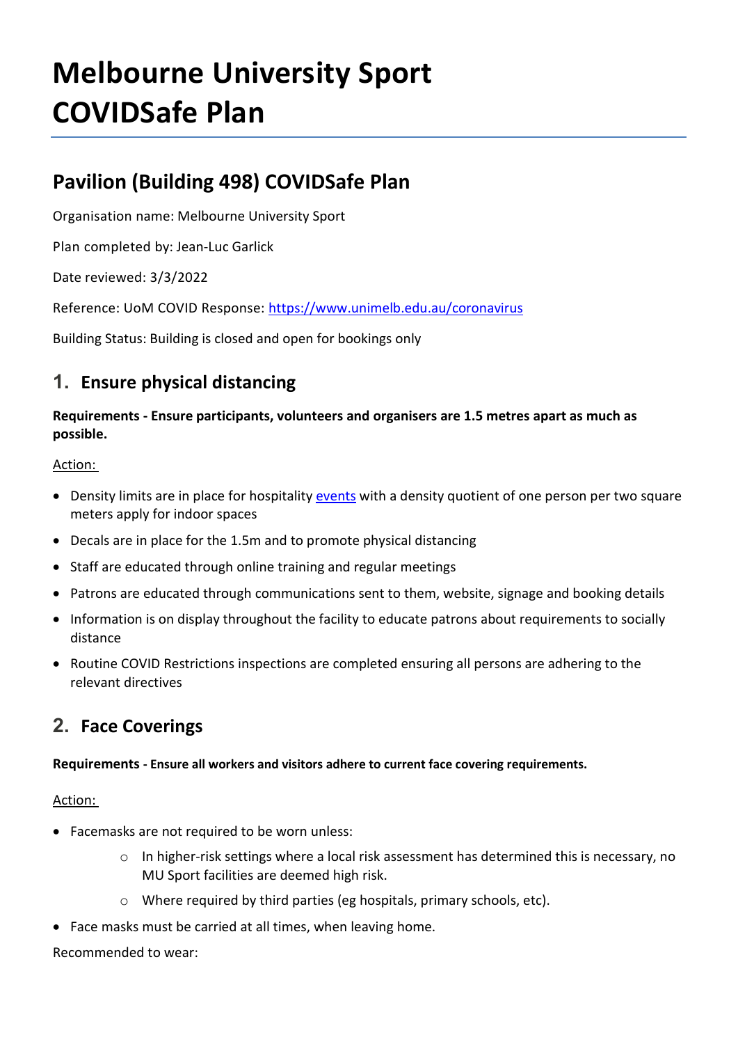# Melbourne University Sport COVIDSafe Plan

## Pavilion (Building 498) COVIDSafe Plan

Organisation name: Melbourne University Sport

Plan completed by: Jean-Luc Garlick

Date reviewed: 3/3/2022

Reference: UoM COVID Response: [https://www.unimelb.edu.au/coronavirus](https://www.unimelb.edu.au/coronavirus)

Building Status: Building is closed and open for bookings only

## 1. Ensure physical distancing

**Requirements - Ensure participants, volunteers and organisers are 1.5 metres apart as much as possible.**

Action:

- Density limits are in place for hospitality events with a density quotient of one person per two square meters apply for indoor spaces
- Decals are in place for the 1.5m and to promote physical distancing
- Staff are educated through online training and regular meetings
- Patrons are educated through communications sent to them, website, signage and booking details
- Information is on display throughout the facility to educate patrons about requirements to socially distance
- Routine COVID Restrictions inspections are completed ensuring all persons are adhering to the relevant directives

## 2. Face Coverings

**Requirements - Ensure all workers and visitors adhere to current face covering requirements.**

Action:

- Facemasks are not required to be worn unless:
    - In higher-risk settings where a local risk assessment has determined this is necessary, no MU Sport facilities are deemed high risk.
    - Where required by third parties (eg hospitals, primary schools, etc).
- Face masks must be carried at all times, when leaving home.

Recommended to wear: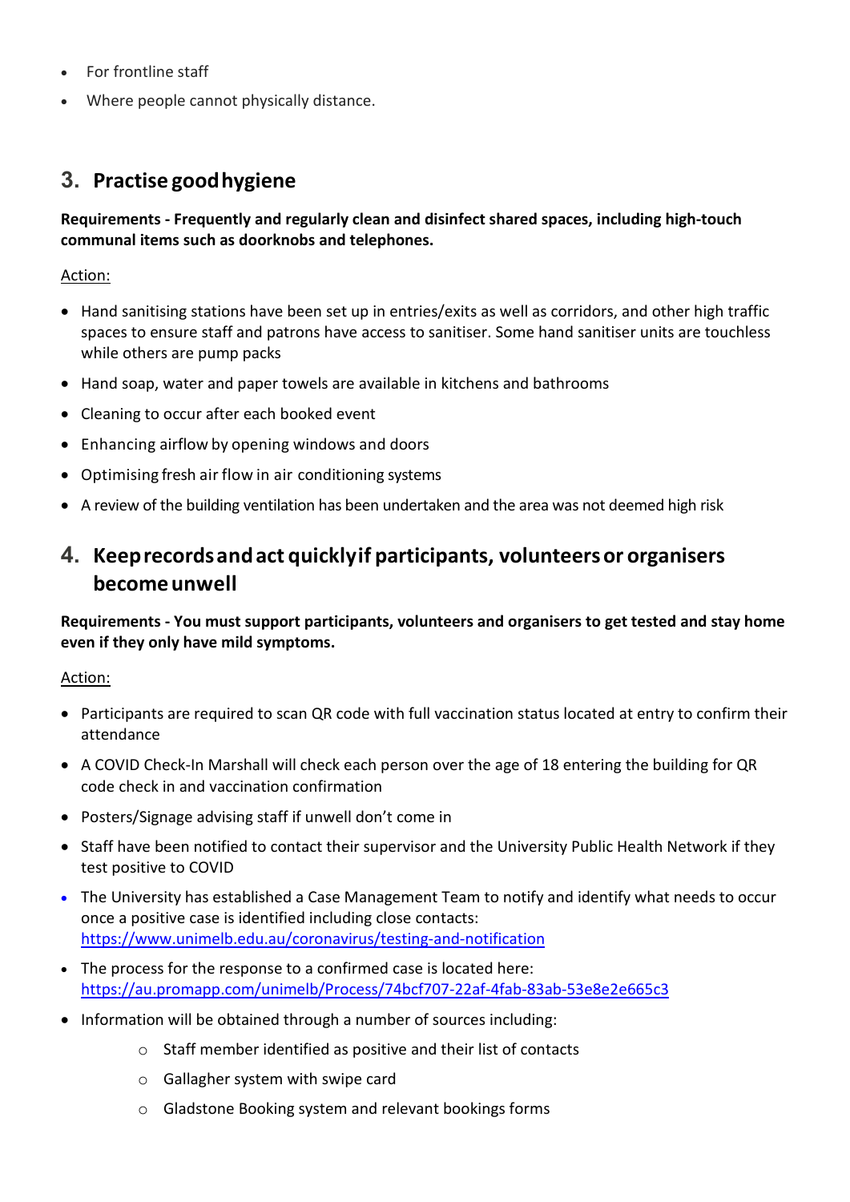- For frontline staff
- Where people cannot physically distance.

## 3. Practise good hygiene

**Requirements - Frequently and regularly clean and disinfect shared spaces, including high-touch communal items such as doorknobs and telephones.**

Action:

- Hand sanitising stations have been set up in entries/exits as well as corridors, and other high traffic spaces to ensure staff and patrons have access to sanitiser. Some hand sanitiser units are touchless while others are pump packs
- Hand soap, water and paper towels are available in kitchens and bathrooms
- Cleaning to occur after each booked event
- Enhancing airflow by opening windows and doors
- Optimising fresh air flow in air conditioning systems
- A review of the building ventilation has been undertaken and the area was not deemed high risk

## 4. Keep records and act quickly if participants, volunteers or organisers become unwell

**Requirements - You must support participants, volunteers and organisers to get tested and stay home even if they only have mild symptoms.**

Action:

- Participants are required to scan QR code with full vaccination status located at entry to confirm their attendance
- A COVID Check-In Marshall will check each person over the age of 18 entering the building for QR code check in and vaccination confirmation
- Posters/Signage advising staff if unwell don't come in
- Staff have been notified to contact their supervisor and the University Public Health Network if they test positive to COVID
- The University has established a Case Management Team to notify and identify what needs to occur once a positive case is identified including close contacts: https://www.unimelb.edu.au/coronavirus/testing-and-notification
- The process for the response to a confirmed case is located here: https://au.promapp.com/unimelb/Process/74bcf707-22af-4fab-83ab-53e8e2e665c3
- Information will be obtained through a number of sources including:
    - Staff member identified as positive and their list of contacts
    - Gallagher system with swipe card
    - Gladstone Booking system and relevant bookings forms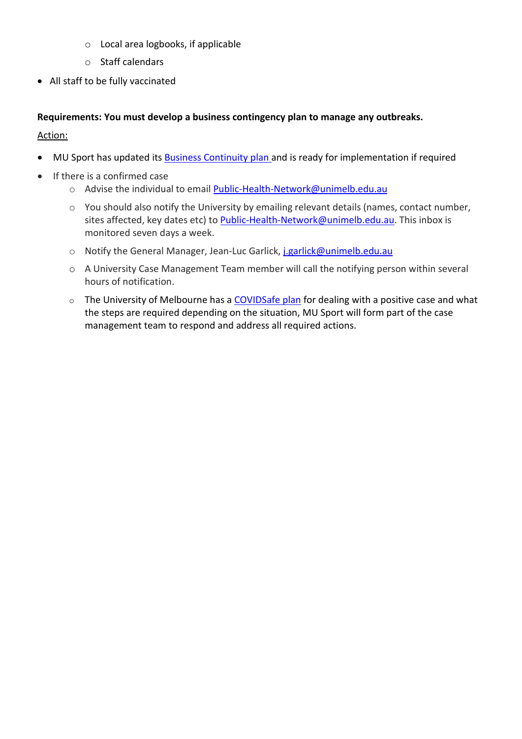- Local area logbooks, if applicable
    - Staff calendars
- All staff to be fully vaccinated

**Requirements: You must develop a business contingency plan to manage any outbreaks.**

Action:

- MU Sport has updated its Business Continuity plan and is ready for implementation if required
- If there is a confirmed case
    - Advise the individual to email Public-Health-Network@unimelb.edu.au
    - You should also notify the University by emailing relevant details (names, contact number, sites affected, key dates etc) to Public-Health-Network@unimelb.edu.au. This inbox is monitored seven days a week.
    - Notify the General Manager, Jean-Luc Garlick, j.garlick@unimelb.edu.au
    - A University Case Management Team member will call the notifying person within several hours of notification.
    - The University of Melbourne has a COVIDSafe plan for dealing with a positive case and what the steps are required depending on the situation, MU Sport will form part of the case management team to respond and address all required actions.